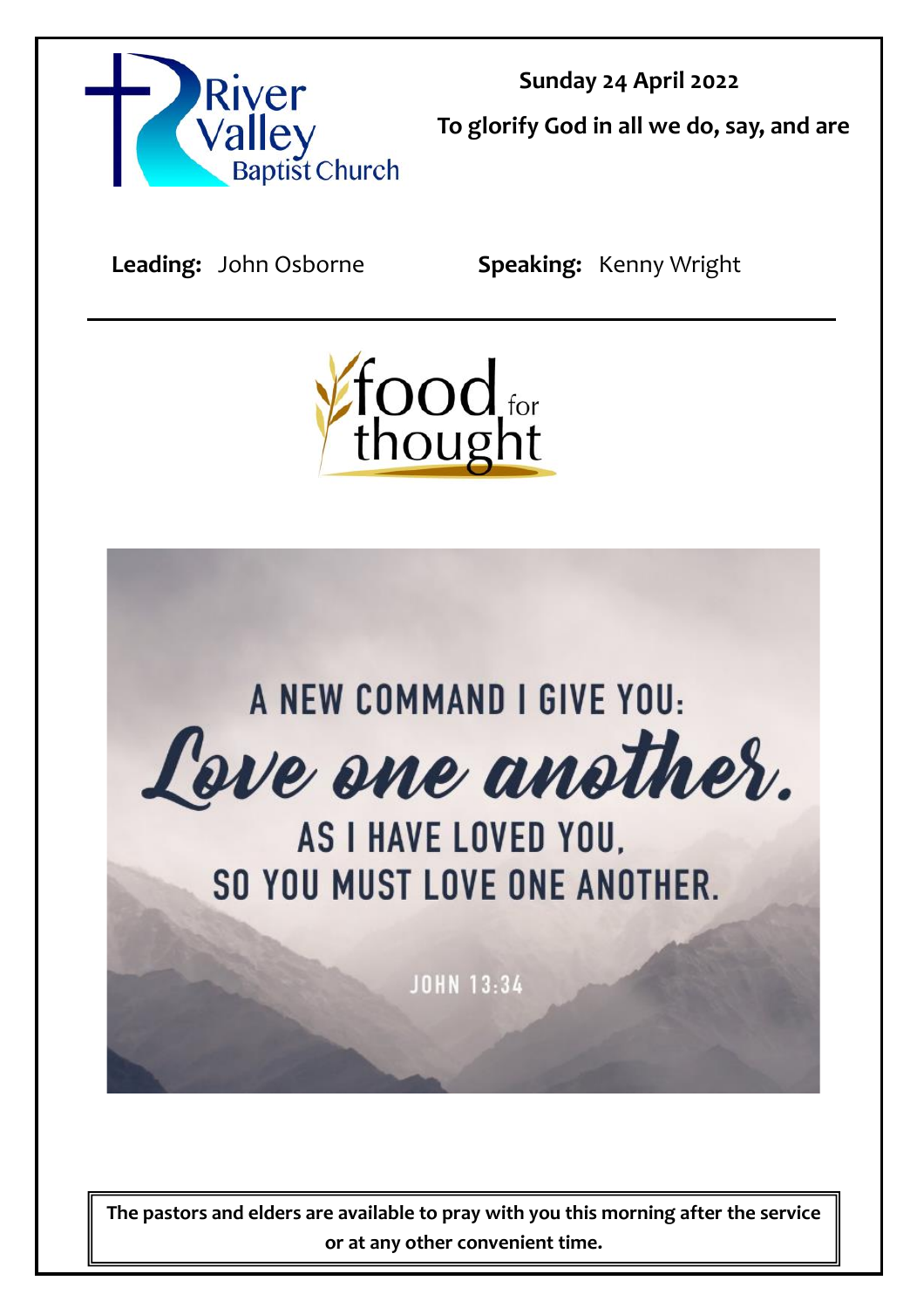River Valley Baptist Church

**Sunday 24 April 2022**

**To glorify God in all we do, say, and are**

**Leading:** John Osborne **Speaking:** Kenny Wright

---

# food for thought

A NEW COMMAND I GIVE YOU:

*Love one another.*

AS I HAVE LOVED YOU, SO YOU MUST LOVE ONE ANOTHER.

JOHN 13:34

**The pastors and elders are available to pray with you this morning after the service or at any other convenient time.**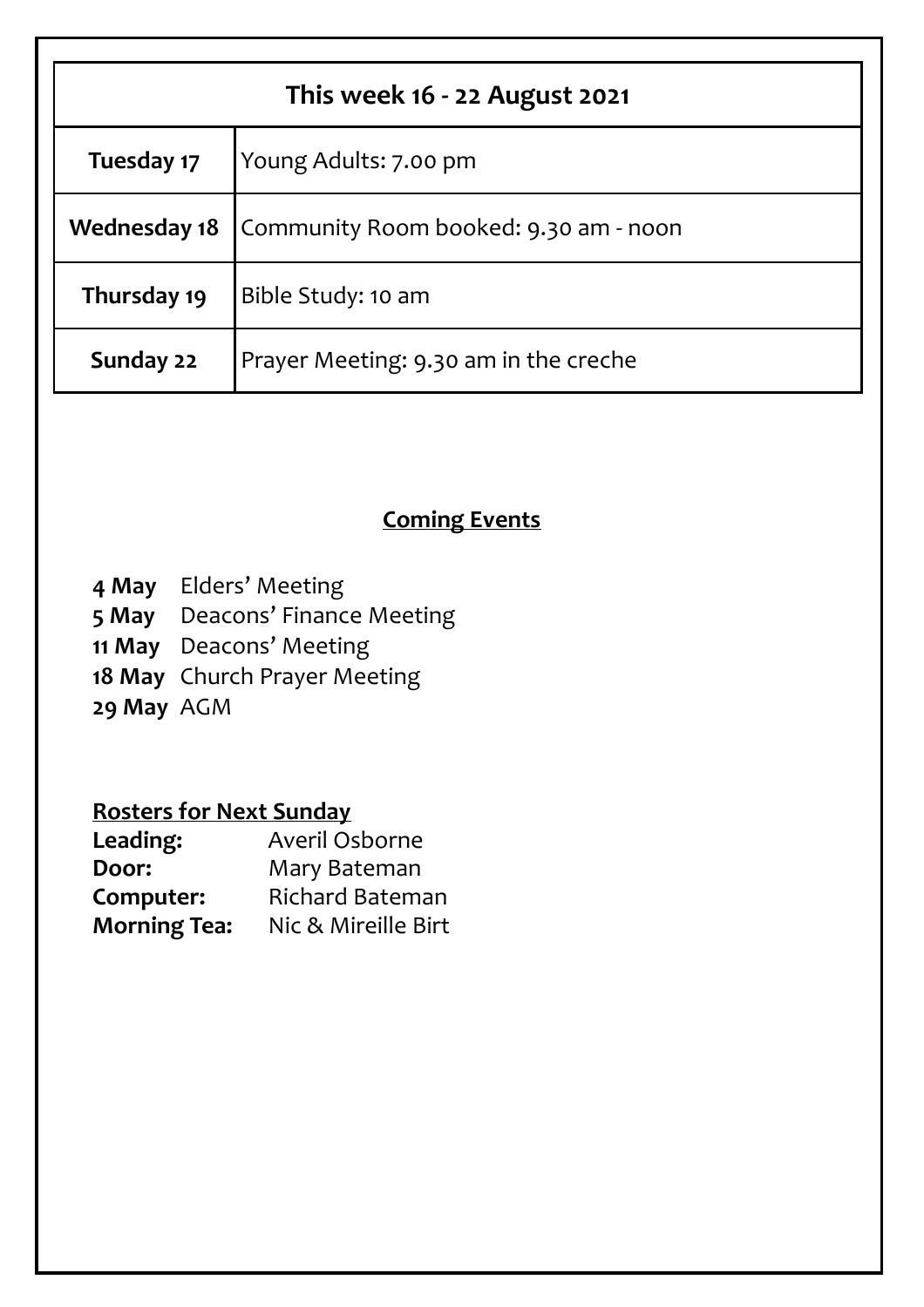| This week 16 - 22 August 2021 | |
|---|---|
| **Tuesday 17** | Young Adults: 7.00 pm |
| **Wednesday 18** | Community Room booked: 9.30 am - noon |
| **Thursday 19** | Bible Study: 10 am |
| **Sunday 22** | Prayer Meeting: 9.30 am in the creche |

## Coming Events

**4 May** Elders' Meeting
**5 May** Deacons' Finance Meeting
**11 May** Deacons' Meeting
**18 May** Church Prayer Meeting
**29 May** AGM

**Rosters for Next Sunday**

**Leading:** Averil Osborne
**Door:** Mary Bateman
**Computer:** Richard Bateman
**Morning Tea:** Nic & Mireille Birt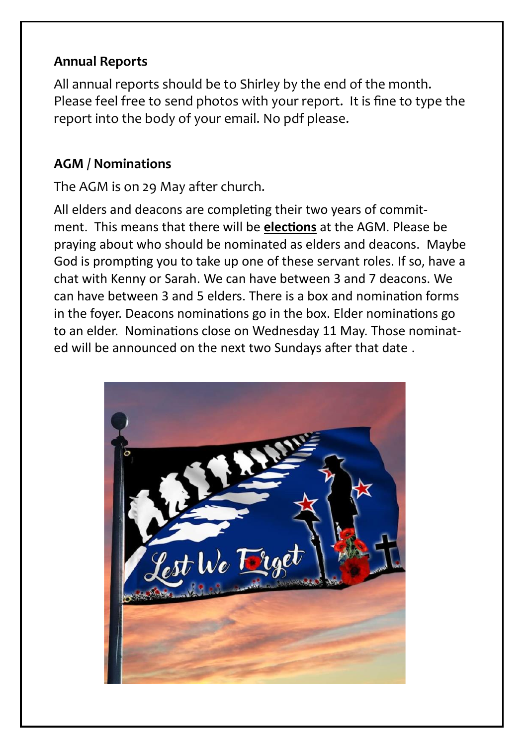**Annual Reports**

All annual reports should be to Shirley by the end of the month. Please feel free to send photos with your report. It is fine to type the report into the body of your email. No pdf please.

**AGM / Nominations**

The AGM is on 29 May after church.

All elders and deacons are completing their two years of commitment. This means that there will be **elections** at the AGM. Please be praying about who should be nominated as elders and deacons. Maybe God is prompting you to take up one of these servant roles. If so, have a chat with Kenny or Sarah. We can have between 3 and 7 deacons. We can have between 3 and 5 elders. There is a box and nomination forms in the foyer. Deacons nominations go in the box. Elder nominations go to an elder. Nominations close on Wednesday 11 May. Those nominated will be announced on the next two Sundays after that date .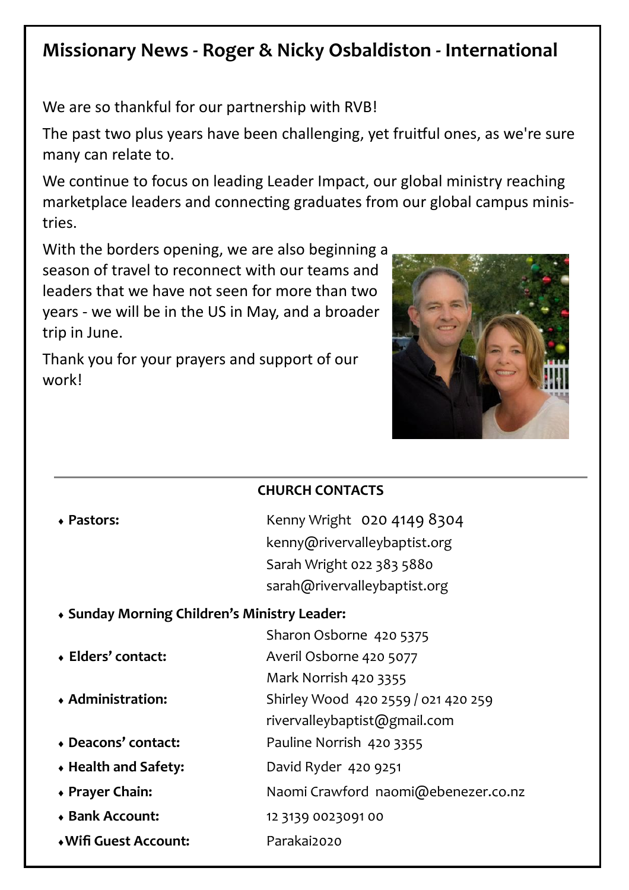## Missionary News - Roger & Nicky Osbaldiston - International

We are so thankful for our partnership with RVB!

The past two plus years have been challenging, yet fruitful ones, as we're sure many can relate to.

We continue to focus on leading Leader Impact, our global ministry reaching marketplace leaders and connecting graduates from our global campus ministries.

With the borders opening, we are also beginning a season of travel to reconnect with our teams and leaders that we have not seen for more than two years - we will be in the US in May, and a broader trip in June.

Thank you for your prayers and support of our work!

---

### CHURCH CONTACTS

| | |
|---|---|
| ♦ **Pastors:** | Kenny Wright 020 4149 8304<br>kenny@rivervalleybaptist.org<br>Sarah Wright 022 383 5880<br>sarah@rivervalleybaptist.org |
| ♦ **Sunday Morning Children's Ministry Leader:** | Sharon Osborne 420 5375 |
| ♦ **Elders' contact:** | Averil Osborne 420 5077<br>Mark Norrish 420 3355 |
| ♦ **Administration:** | Shirley Wood 420 2559 / 021 420 259<br>rivervalleybaptist@gmail.com |
| ♦ **Deacons' contact:** | Pauline Norrish 420 3355 |
| ♦ **Health and Safety:** | David Ryder 420 9251 |
| ♦ **Prayer Chain:** | Naomi Crawford naomi@ebenezer.co.nz |
| ♦ **Bank Account:** | 12 3139 0023091 00 |
| ♦ **Wifi Guest Account:** | Parakai2020 |